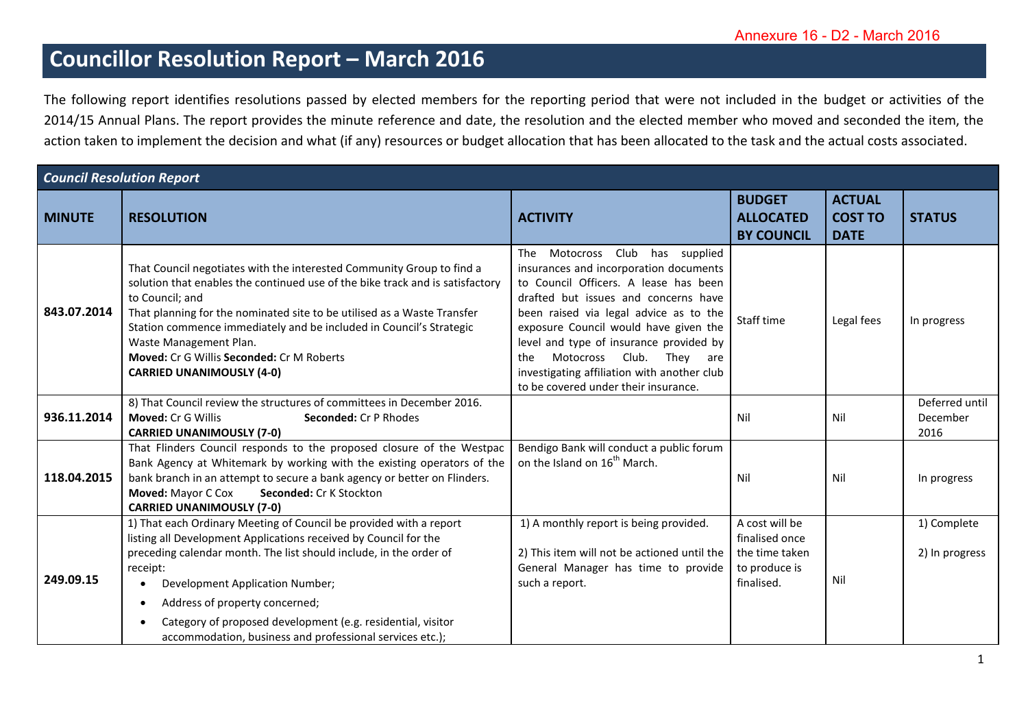Annexure 16 - D2 - March 2016

# Councillor Resolution Report – March 2016

The following report identifies resolutions passed by elected members for the reporting period that were not included in the budget or activities of the 2014/15 Annual Plans. The report provides the minute reference and date, the resolution and the elected member who moved and seconded the item, the action taken to implement the decision and what (if any) resources or budget allocation that has been allocated to the task and the actual costs associated.

| *Council Resolution Report* | | | | | |
|---|---|---|---|---|---|
| **MINUTE** | **RESOLUTION** | **ACTIVITY** | **BUDGET ALLOCATED BY COUNCIL** | **ACTUAL COST TO DATE** | **STATUS** |
| **843.07.2014** | That Council negotiates with the interested Community Group to find a solution that enables the continued use of the bike track and is satisfactory to Council; and<br>That planning for the nominated site to be utilised as a Waste Transfer Station commence immediately and be included in Council's Strategic Waste Management Plan.<br>**Moved:** Cr G Willis **Seconded:** Cr M Roberts<br>**CARRIED UNANIMOUSLY (4-0)** | The Motocross Club has supplied insurances and incorporation documents to Council Officers. A lease has been drafted but issues and concerns have been raised via legal advice as to the exposure Council would have given the level and type of insurance provided by the Motocross Club. They are investigating affiliation with another club to be covered under their insurance. | Staff time | Legal fees | In progress |
| **936.11.2014** | 8) That Council review the structures of committees in December 2016.<br>**Moved:** Cr G Willis **Seconded:** Cr P Rhodes<br>**CARRIED UNANIMOUSLY (7-0)** | | Nil | Nil | Deferred until December 2016 |
| **118.04.2015** | That Flinders Council responds to the proposed closure of the Westpac Bank Agency at Whitemark by working with the existing operators of the bank branch in an attempt to secure a bank agency or better on Flinders.<br>**Moved:** Mayor C Cox **Seconded:** Cr K Stockton<br>**CARRIED UNANIMOUSLY (7-0)** | Bendigo Bank will conduct a public forum on the Island on 16th March. | Nil | Nil | In progress |
| **249.09.15** | 1) That each Ordinary Meeting of Council be provided with a report listing all Development Applications received by Council for the preceding calendar month. The list should include, in the order of receipt:<br>• Development Application Number;<br>• Address of property concerned;<br>• Category of proposed development (e.g. residential, visitor accommodation, business and professional services etc.); | 1) A monthly report is being provided.<br><br>2) This item will not be actioned until the General Manager has time to provide such a report. | A cost will be finalised once the time taken to produce is finalised. | Nil | 1) Complete<br><br>2) In progress |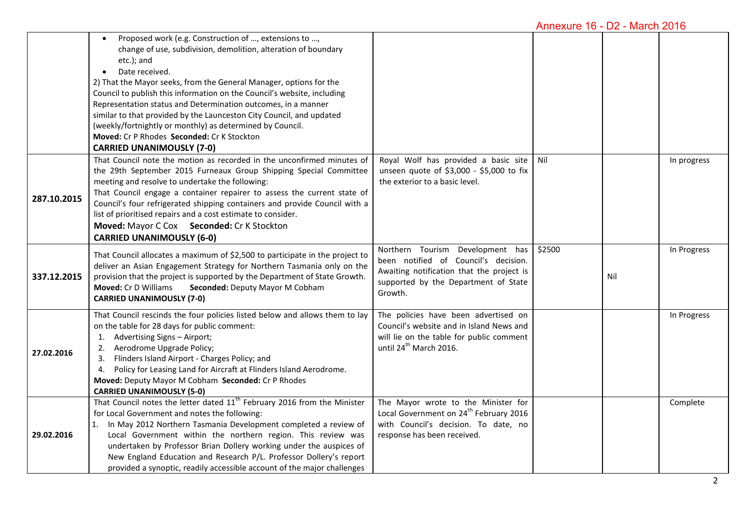| | | | | | |
|---|---|---|---|---|---|
| | • Proposed work (e.g. Construction of …, extensions to …, change of use, subdivision, demolition, alteration of boundary etc.); and<br>• Date received.<br>2) That the Mayor seeks, from the General Manager, options for the Council to publish this information on the Council's website, including Representation status and Determination outcomes, in a manner similar to that provided by the Launceston City Council, and updated (weekly/fortnightly or monthly) as determined by Council.<br>**Moved:** Cr P Rhodes **Seconded:** Cr K Stockton<br>**CARRIED UNANIMOUSLY (7-0)** | | | | |
| **287.10.2015** | That Council note the motion as recorded in the unconfirmed minutes of the 29th September 2015 Furneaux Group Shipping Special Committee meeting and resolve to undertake the following:<br>That Council engage a container repairer to assess the current state of Council's four refrigerated shipping containers and provide Council with a list of prioritised repairs and a cost estimate to consider.<br>**Moved:** Mayor C Cox **Seconded:** Cr K Stockton<br>**CARRIED UNANIMOUSLY (6-0)** | Royal Wolf has provided a basic site unseen quote of $3,000 - $5,000 to fix the exterior to a basic level. | Nil | | In progress |
| **337.12.2015** | That Council allocates a maximum of $2,500 to participate in the project to deliver an Asian Engagement Strategy for Northern Tasmania only on the provision that the project is supported by the Department of State Growth.<br>**Moved:** Cr D Williams **Seconded:** Deputy Mayor M Cobham<br>**CARRIED UNANIMOUSLY (7-0)** | Northern Tourism Development has been notified of Council's decision. Awaiting notification that the project is supported by the Department of State Growth. | $2500 | Nil | In Progress |
| **27.02.2016** | That Council rescinds the four policies listed below and allows them to lay on the table for 28 days for public comment:<br>1. Advertising Signs – Airport;<br>2. Aerodrome Upgrade Policy;<br>3. Flinders Island Airport - Charges Policy; and<br>4. Policy for Leasing Land for Aircraft at Flinders Island Aerodrome.<br>**Moved:** Deputy Mayor M Cobham **Seconded:** Cr P Rhodes<br>**CARRIED UNANIMOUSLY (5-0)** | The policies have been advertised on Council's website and in Island News and will lie on the table for public comment until 24th March 2016. | | | In Progress |
| **29.02.2016** | That Council notes the letter dated 11th February 2016 from the Minister for Local Government and notes the following:<br>1. In May 2012 Northern Tasmania Development completed a review of Local Government within the northern region. This review was undertaken by Professor Brian Dollery working under the auspices of New England Education and Research P/L. Professor Dollery's report provided a synoptic, readily accessible account of the major challenges | The Mayor wrote to the Minister for Local Government on 24th February 2016 with Council's decision. To date, no response has been received. | | | Complete |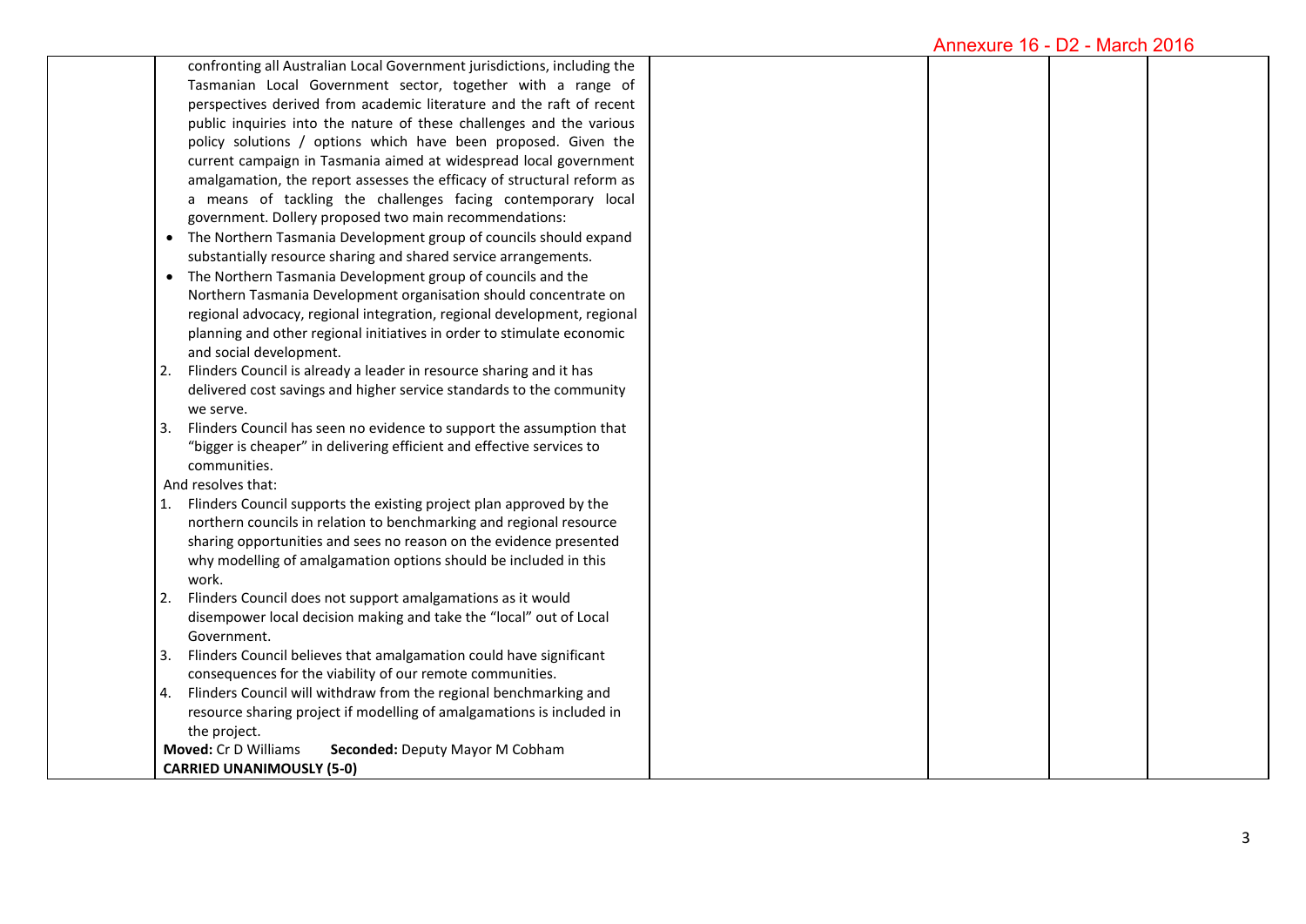| | | | | | |
|---|---|---|---|---|---|
| | confronting all Australian Local Government jurisdictions, including the Tasmanian Local Government sector, together with a range of perspectives derived from academic literature and the raft of recent public inquiries into the nature of these challenges and the various policy solutions / options which have been proposed. Given the current campaign in Tasmania aimed at widespread local government amalgamation, the report assesses the efficacy of structural reform as a means of tackling the challenges facing contemporary local government. Dollery proposed two main recommendations:<br>• The Northern Tasmania Development group of councils should expand substantially resource sharing and shared service arrangements.<br>• The Northern Tasmania Development group of councils and the Northern Tasmania Development organisation should concentrate on regional advocacy, regional integration, regional development, regional planning and other regional initiatives in order to stimulate economic and social development.<br>2. Flinders Council is already a leader in resource sharing and it has delivered cost savings and higher service standards to the community we serve.<br>3. Flinders Council has seen no evidence to support the assumption that "bigger is cheaper" in delivering efficient and effective services to communities.<br>And resolves that:<br>1. Flinders Council supports the existing project plan approved by the northern councils in relation to benchmarking and regional resource sharing opportunities and sees no reason on the evidence presented why modelling of amalgamation options should be included in this work.<br>2. Flinders Council does not support amalgamations as it would disempower local decision making and take the "local" out of Local Government.<br>3. Flinders Council believes that amalgamation could have significant consequences for the viability of our remote communities.<br>4. Flinders Council will withdraw from the regional benchmarking and resource sharing project if modelling of amalgamations is included in the project.<br>**Moved:** Cr D Williams **Seconded:** Deputy Mayor M Cobham<br>**CARRIED UNANIMOUSLY (5-0)** | | | | |